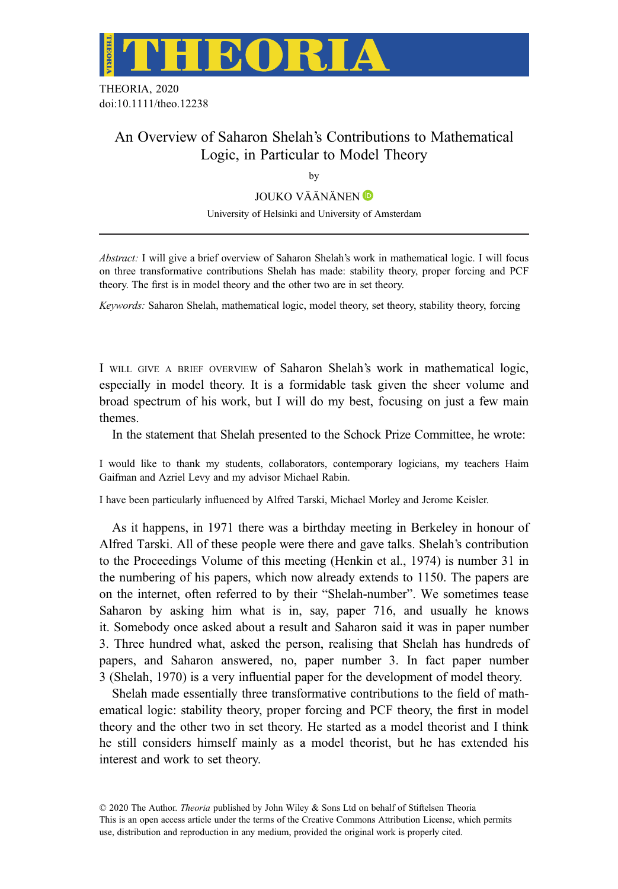THEORIA, 2020
doi:10.1111/theo.12238

# An Overview of Saharon Shelah's Contributions to Mathematical Logic, in Particular to Model Theory

by

JOUKO VÄÄNÄNEN

University of Helsinki and University of Amsterdam

*Abstract:* I will give a brief overview of Saharon Shelah's work in mathematical logic. I will focus on three transformative contributions Shelah has made: stability theory, proper forcing and PCF theory. The first is in model theory and the other two are in set theory.

*Keywords:* Saharon Shelah, mathematical logic, model theory, set theory, stability theory, forcing

I WILL GIVE A BRIEF OVERVIEW of Saharon Shelah's work in mathematical logic, especially in model theory. It is a formidable task given the sheer volume and broad spectrum of his work, but I will do my best, focusing on just a few main themes.

In the statement that Shelah presented to the Schock Prize Committee, he wrote:

> I would like to thank my students, collaborators, contemporary logicians, my teachers Haim Gaifman and Azriel Levy and my advisor Michael Rabin.
>
> I have been particularly influenced by Alfred Tarski, Michael Morley and Jerome Keisler.

As it happens, in 1971 there was a birthday meeting in Berkeley in honour of Alfred Tarski. All of these people were there and gave talks. Shelah's contribution to the Proceedings Volume of this meeting (Henkin et al., 1974) is number 31 in the numbering of his papers, which now already extends to 1150. The papers are on the internet, often referred to by their "Shelah-number". We sometimes tease Saharon by asking him what is in, say, paper 716, and usually he knows it. Somebody once asked about a result and Saharon said it was in paper number 3. Three hundred what, asked the person, realising that Shelah has hundreds of papers, and Saharon answered, no, paper number 3. In fact paper number 3 (Shelah, 1970) is a very influential paper for the development of model theory.

Shelah made essentially three transformative contributions to the field of mathematical logic: stability theory, proper forcing and PCF theory, the first in model theory and the other two in set theory. He started as a model theorist and I think he still considers himself mainly as a model theorist, but he has extended his interest and work to set theory.

© 2020 The Author. *Theoria* published by John Wiley & Sons Ltd on behalf of Stiftelsen Theoria
This is an open access article under the terms of the Creative Commons Attribution License, which permits use, distribution and reproduction in any medium, provided the original work is properly cited.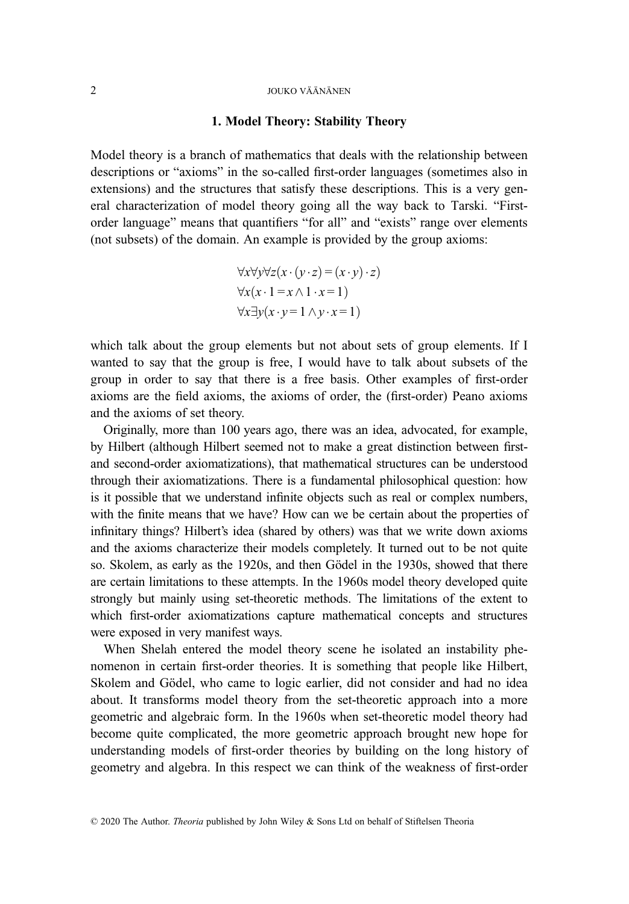## 1. Model Theory: Stability Theory

Model theory is a branch of mathematics that deals with the relationship between descriptions or "axioms" in the so-called first-order languages (sometimes also in extensions) and the structures that satisfy these descriptions. This is a very general characterization of model theory going all the way back to Tarski. "First-order language" means that quantifiers "for all" and "exists" range over elements (not subsets) of the domain. An example is provided by the group axioms:

$$
\begin{aligned}
&\forall x \forall y \forall z (x \cdot (y \cdot z) = (x \cdot y) \cdot z) \\
&\forall x (x \cdot 1 = x \wedge 1 \cdot x = 1) \\
&\forall x \exists y (x \cdot y = 1 \wedge y \cdot x = 1)
\end{aligned}
$$

which talk about the group elements but not about sets of group elements. If I wanted to say that the group is free, I would have to talk about subsets of the group in order to say that there is a free basis. Other examples of first-order axioms are the field axioms, the axioms of order, the (first-order) Peano axioms and the axioms of set theory.

Originally, more than 100 years ago, there was an idea, advocated, for example, by Hilbert (although Hilbert seemed not to make a great distinction between first- and second-order axiomatizations), that mathematical structures can be understood through their axiomatizations. There is a fundamental philosophical question: how is it possible that we understand infinite objects such as real or complex numbers, with the finite means that we have? How can we be certain about the properties of infinitary things? Hilbert's idea (shared by others) was that we write down axioms and the axioms characterize their models completely. It turned out to be not quite so. Skolem, as early as the 1920s, and then Gödel in the 1930s, showed that there are certain limitations to these attempts. In the 1960s model theory developed quite strongly but mainly using set-theoretic methods. The limitations of the extent to which first-order axiomatizations capture mathematical concepts and structures were exposed in very manifest ways.

When Shelah entered the model theory scene he isolated an instability phenomenon in certain first-order theories. It is something that people like Hilbert, Skolem and Gödel, who came to logic earlier, did not consider and had no idea about. It transforms model theory from the set-theoretic approach into a more geometric and algebraic form. In the 1960s when set-theoretic model theory had become quite complicated, the more geometric approach brought new hope for understanding models of first-order theories by building on the long history of geometry and algebra. In this respect we can think of the weakness of first-order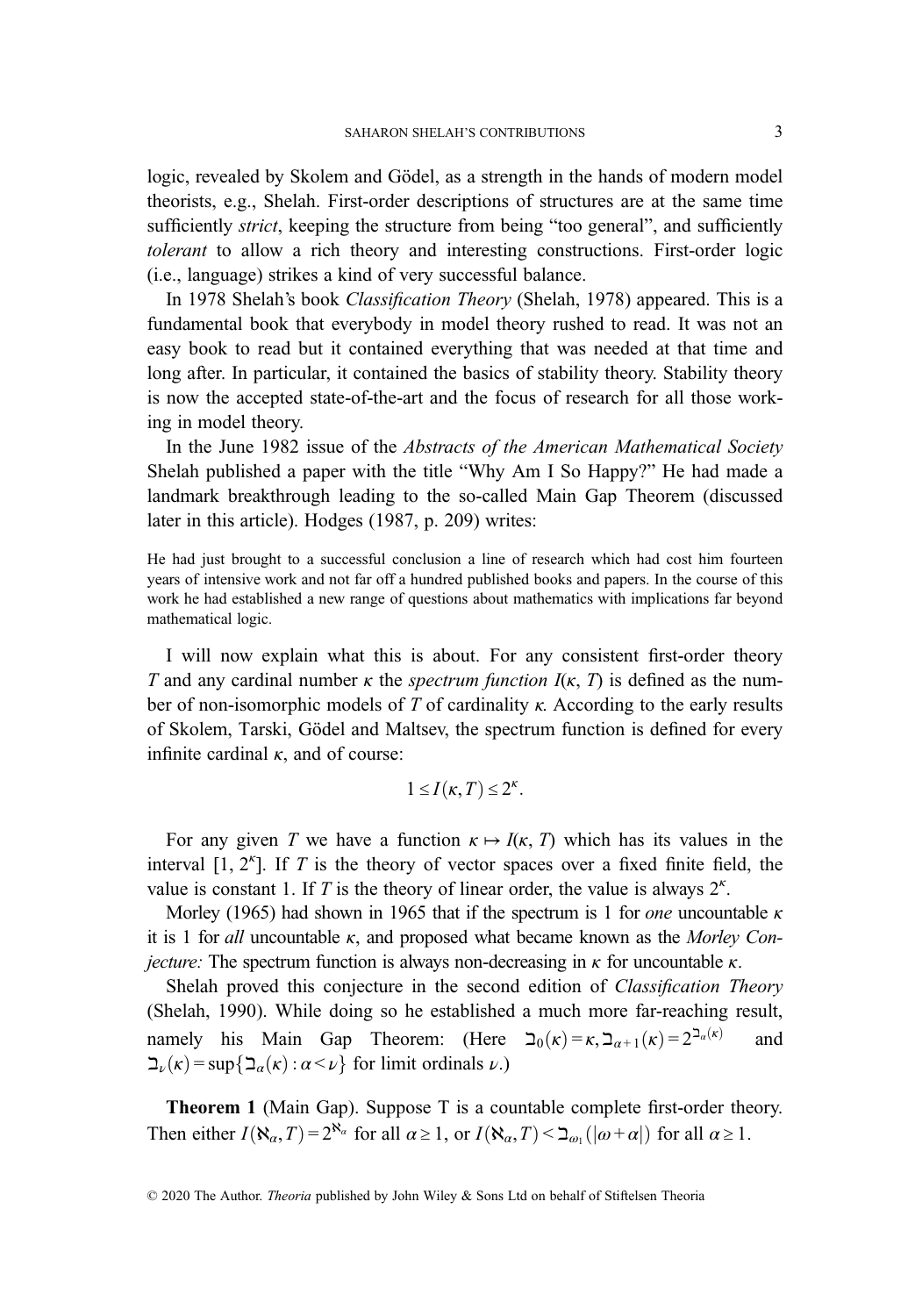logic, revealed by Skolem and Gödel, as a strength in the hands of modern model theorists, e.g., Shelah. First-order descriptions of structures are at the same time sufficiently *strict*, keeping the structure from being "too general", and sufficiently *tolerant* to allow a rich theory and interesting constructions. First-order logic (i.e., language) strikes a kind of very successful balance.

In 1978 Shelah's book *Classification Theory* (Shelah, 1978) appeared. This is a fundamental book that everybody in model theory rushed to read. It was not an easy book to read but it contained everything that was needed at that time and long after. In particular, it contained the basics of stability theory. Stability theory is now the accepted state-of-the-art and the focus of research for all those working in model theory.

In the June 1982 issue of the *Abstracts of the American Mathematical Society* Shelah published a paper with the title "Why Am I So Happy?" He had made a landmark breakthrough leading to the so-called Main Gap Theorem (discussed later in this article). Hodges (1987, p. 209) writes:

> He had just brought to a successful conclusion a line of research which had cost him fourteen years of intensive work and not far off a hundred published books and papers. In the course of this work he had established a new range of questions about mathematics with implications far beyond mathematical logic.

I will now explain what this is about. For any consistent first-order theory $T$ and any cardinal number $\kappa$ the *spectrum function* $I(\kappa, T)$ is defined as the number of non-isomorphic models of $T$ of cardinality $\kappa$. According to the early results of Skolem, Tarski, Gödel and Maltsev, the spectrum function is defined for every infinite cardinal $\kappa$, and of course:

$$1 \leq I(\kappa, T) \leq 2^{\kappa}.$$

For any given $T$ we have a function $\kappa \mapsto I(\kappa, T)$ which has its values in the interval $[1, 2^{\kappa}]$. If $T$ is the theory of vector spaces over a fixed finite field, the value is constant 1. If $T$ is the theory of linear order, the value is always $2^{\kappa}$.

Morley (1965) had shown in 1965 that if the spectrum is 1 for *one* uncountable $\kappa$ it is 1 for *all* uncountable $\kappa$, and proposed what became known as the *Morley Conjecture:* The spectrum function is always non-decreasing in $\kappa$ for uncountable $\kappa$.

Shelah proved this conjecture in the second edition of *Classification Theory* (Shelah, 1990). While doing so he established a much more far-reaching result, namely his Main Gap Theorem: (Here $\beth_0(\kappa) = \kappa, \beth_{\alpha+1}(\kappa) = 2^{\beth_\alpha(\kappa)}$ and $\beth_\nu(\kappa) = \sup\{\beth_\alpha(\kappa) : \alpha < \nu\}$ for limit ordinals $\nu$.)

**Theorem 1** (Main Gap). Suppose T is a countable complete first-order theory. Then either $I(\aleph_\alpha, T) = 2^{\aleph_\alpha}$ for all $\alpha \geq 1$, or $I(\aleph_\alpha, T) < \beth_{\omega_1}(|\omega + \alpha|)$ for all $\alpha \geq 1$.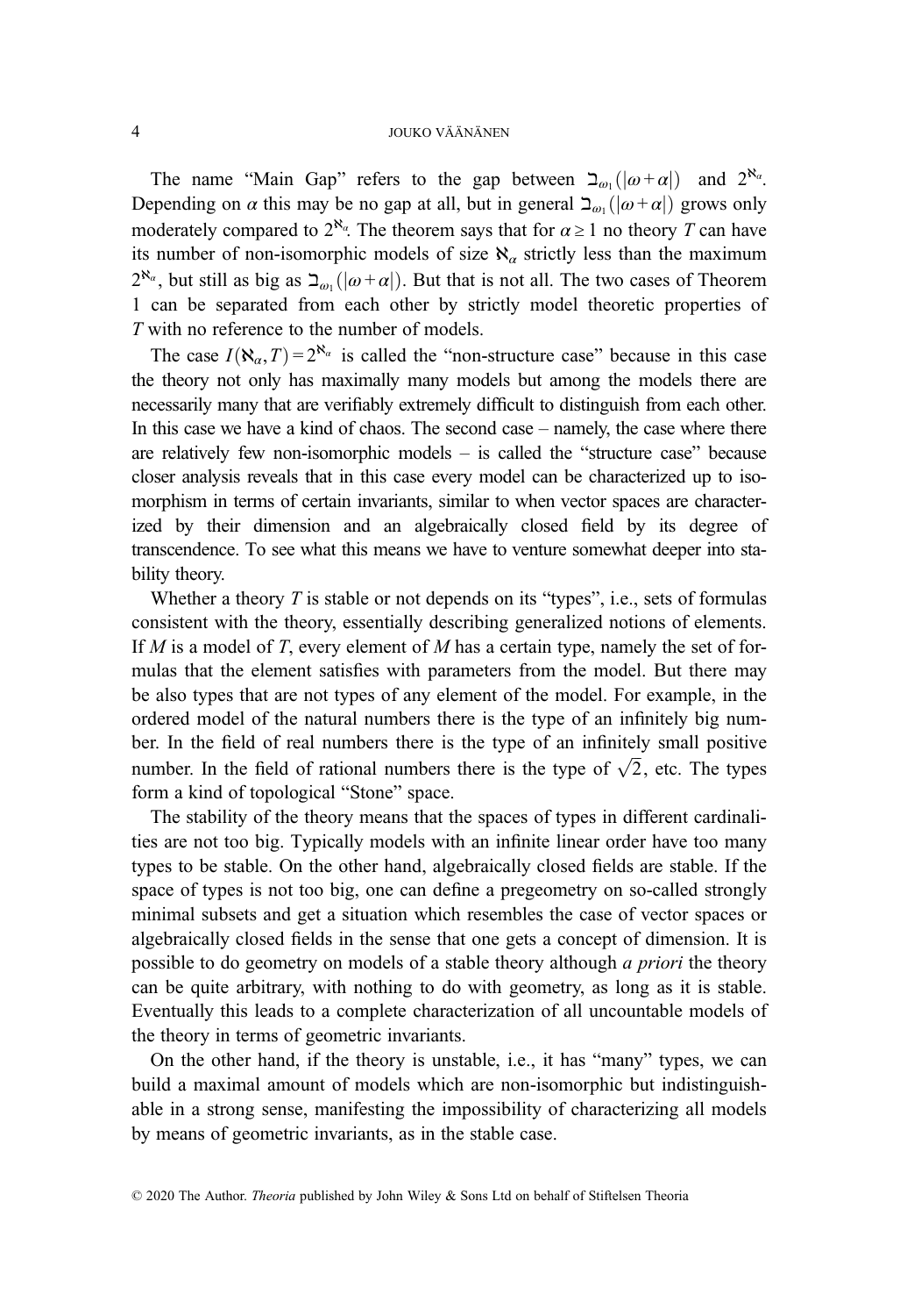The name "Main Gap" refers to the gap between $\beth_{\omega_1}(|\omega+\alpha|)$ and $2^{\aleph_\alpha}$. Depending on $\alpha$ this may be no gap at all, but in general $\beth_{\omega_1}(|\omega+\alpha|)$ grows only moderately compared to $2^{\aleph_\alpha}$. The theorem says that for $\alpha \geq 1$ no theory $T$ can have its number of non-isomorphic models of size $\aleph_\alpha$ strictly less than the maximum $2^{\aleph_\alpha}$, but still as big as $\beth_{\omega_1}(|\omega+\alpha|)$. But that is not all. The two cases of Theorem 1 can be separated from each other by strictly model theoretic properties of $T$ with no reference to the number of models.

The case $I(\aleph_\alpha, T) = 2^{\aleph_\alpha}$ is called the "non-structure case" because in this case the theory not only has maximally many models but among the models there are necessarily many that are verifiably extremely difficult to distinguish from each other. In this case we have a kind of chaos. The second case – namely, the case where there are relatively few non-isomorphic models – is called the "structure case" because closer analysis reveals that in this case every model can be characterized up to isomorphism in terms of certain invariants, similar to when vector spaces are characterized by their dimension and an algebraically closed field by its degree of transcendence. To see what this means we have to venture somewhat deeper into stability theory.

Whether a theory $T$ is stable or not depends on its "types", i.e., sets of formulas consistent with the theory, essentially describing generalized notions of elements. If $M$ is a model of $T$, every element of $M$ has a certain type, namely the set of formulas that the element satisfies with parameters from the model. But there may be also types that are not types of any element of the model. For example, in the ordered model of the natural numbers there is the type of an infinitely big number. In the field of real numbers there is the type of an infinitely small positive number. In the field of rational numbers there is the type of $\sqrt{2}$, etc. The types form a kind of topological "Stone" space.

The stability of the theory means that the spaces of types in different cardinalities are not too big. Typically models with an infinite linear order have too many types to be stable. On the other hand, algebraically closed fields are stable. If the space of types is not too big, one can define a pregeometry on so-called strongly minimal subsets and get a situation which resembles the case of vector spaces or algebraically closed fields in the sense that one gets a concept of dimension. It is possible to do geometry on models of a stable theory although *a priori* the theory can be quite arbitrary, with nothing to do with geometry, as long as it is stable. Eventually this leads to a complete characterization of all uncountable models of the theory in terms of geometric invariants.

On the other hand, if the theory is unstable, i.e., it has "many" types, we can build a maximal amount of models which are non-isomorphic but indistinguishable in a strong sense, manifesting the impossibility of characterizing all models by means of geometric invariants, as in the stable case.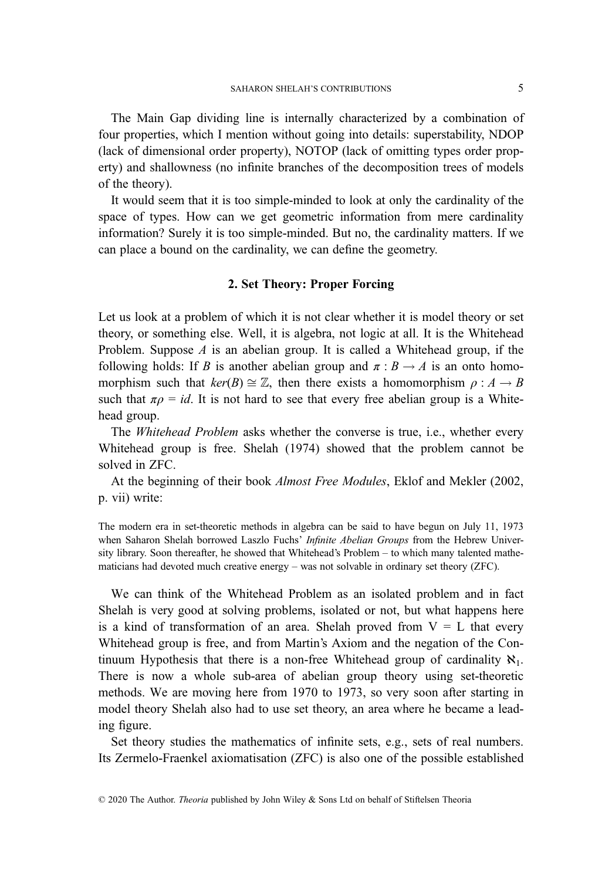The Main Gap dividing line is internally characterized by a combination of four properties, which I mention without going into details: superstability, NDOP (lack of dimensional order property), NOTOP (lack of omitting types order property) and shallowness (no infinite branches of the decomposition trees of models of the theory).

It would seem that it is too simple-minded to look at only the cardinality of the space of types. How can we get geometric information from mere cardinality information? Surely it is too simple-minded. But no, the cardinality matters. If we can place a bound on the cardinality, we can define the geometry.

## 2. Set Theory: Proper Forcing

Let us look at a problem of which it is not clear whether it is model theory or set theory, or something else. Well, it is algebra, not logic at all. It is the Whitehead Problem. Suppose $A$ is an abelian group. It is called a Whitehead group, if the following holds: If $B$ is another abelian group and $\pi : B \to A$ is an onto homomorphism such that $ker(B) \cong \mathbb{Z}$, then there exists a homomorphism $\rho : A \to B$ such that $\pi\rho = id$. It is not hard to see that every free abelian group is a Whitehead group.

The *Whitehead Problem* asks whether the converse is true, i.e., whether every Whitehead group is free. Shelah (1974) showed that the problem cannot be solved in ZFC.

At the beginning of their book *Almost Free Modules*, Eklof and Mekler (2002, p. vii) write:

> The modern era in set-theoretic methods in algebra can be said to have begun on July 11, 1973 when Saharon Shelah borrowed Laszlo Fuchs' *Infinite Abelian Groups* from the Hebrew University library. Soon thereafter, he showed that Whitehead's Problem – to which many talented mathematicians had devoted much creative energy – was not solvable in ordinary set theory (ZFC).

We can think of the Whitehead Problem as an isolated problem and in fact Shelah is very good at solving problems, isolated or not, but what happens here is a kind of transformation of an area. Shelah proved from V = L that every Whitehead group is free, and from Martin's Axiom and the negation of the Continuum Hypothesis that there is a non-free Whitehead group of cardinality $\aleph_1$. There is now a whole sub-area of abelian group theory using set-theoretic methods. We are moving here from 1970 to 1973, so very soon after starting in model theory Shelah also had to use set theory, an area where he became a leading figure.

Set theory studies the mathematics of infinite sets, e.g., sets of real numbers. Its Zermelo-Fraenkel axiomatisation (ZFC) is also one of the possible established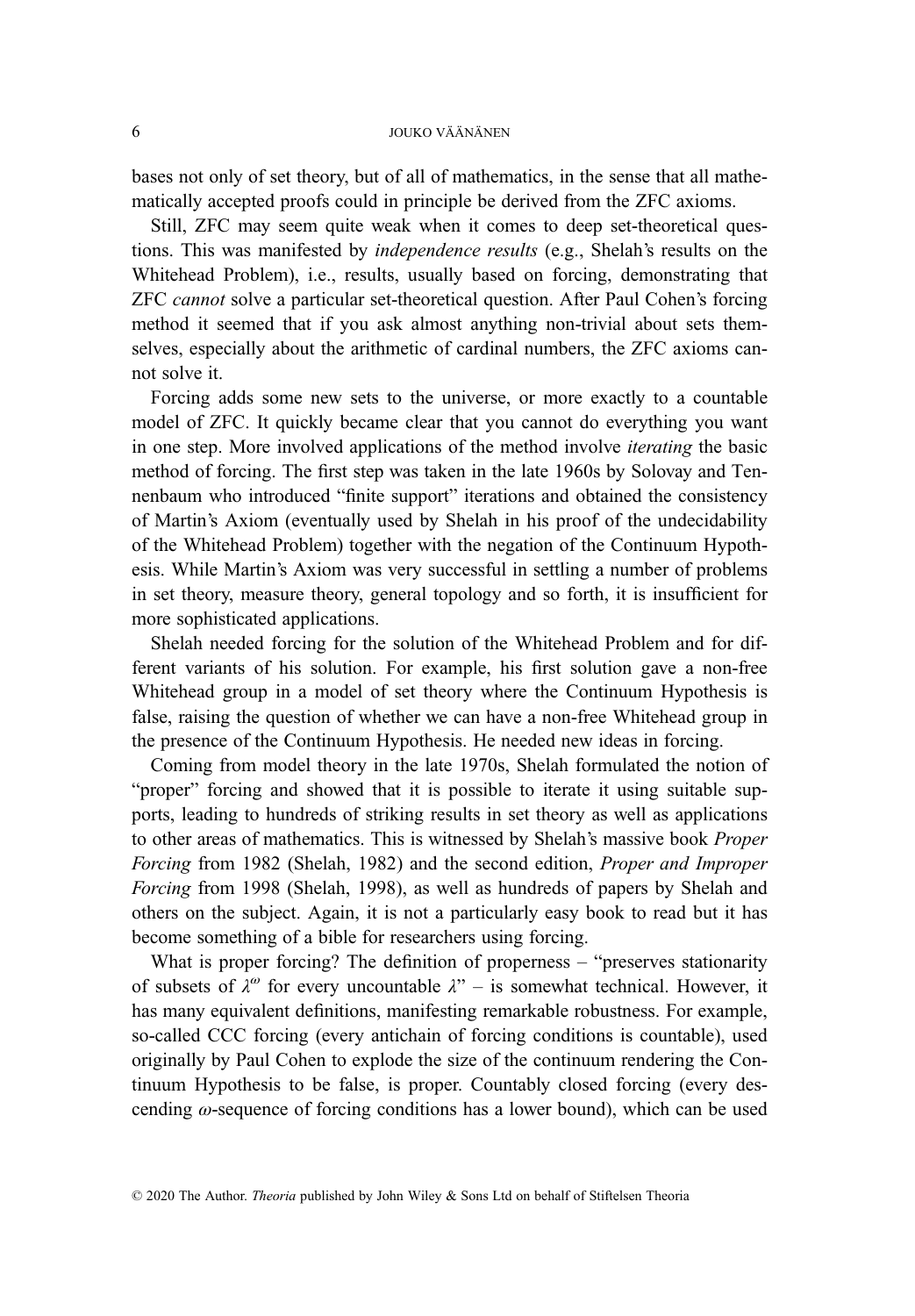bases not only of set theory, but of all of mathematics, in the sense that all mathematically accepted proofs could in principle be derived from the ZFC axioms.

Still, ZFC may seem quite weak when it comes to deep set-theoretical questions. This was manifested by *independence results* (e.g., Shelah's results on the Whitehead Problem), i.e., results, usually based on forcing, demonstrating that ZFC *cannot* solve a particular set-theoretical question. After Paul Cohen's forcing method it seemed that if you ask almost anything non-trivial about sets themselves, especially about the arithmetic of cardinal numbers, the ZFC axioms cannot solve it.

Forcing adds some new sets to the universe, or more exactly to a countable model of ZFC. It quickly became clear that you cannot do everything you want in one step. More involved applications of the method involve *iterating* the basic method of forcing. The first step was taken in the late 1960s by Solovay and Tennenbaum who introduced "finite support" iterations and obtained the consistency of Martin's Axiom (eventually used by Shelah in his proof of the undecidability of the Whitehead Problem) together with the negation of the Continuum Hypothesis. While Martin's Axiom was very successful in settling a number of problems in set theory, measure theory, general topology and so forth, it is insufficient for more sophisticated applications.

Shelah needed forcing for the solution of the Whitehead Problem and for different variants of his solution. For example, his first solution gave a non-free Whitehead group in a model of set theory where the Continuum Hypothesis is false, raising the question of whether we can have a non-free Whitehead group in the presence of the Continuum Hypothesis. He needed new ideas in forcing.

Coming from model theory in the late 1970s, Shelah formulated the notion of "proper" forcing and showed that it is possible to iterate it using suitable supports, leading to hundreds of striking results in set theory as well as applications to other areas of mathematics. This is witnessed by Shelah's massive book *Proper Forcing* from 1982 (Shelah, 1982) and the second edition, *Proper and Improper Forcing* from 1998 (Shelah, 1998), as well as hundreds of papers by Shelah and others on the subject. Again, it is not a particularly easy book to read but it has become something of a bible for researchers using forcing.

What is proper forcing? The definition of properness – "preserves stationarity of subsets of $\lambda^{\omega}$ for every uncountable $\lambda$" – is somewhat technical. However, it has many equivalent definitions, manifesting remarkable robustness. For example, so-called CCC forcing (every antichain of forcing conditions is countable), used originally by Paul Cohen to explode the size of the continuum rendering the Continuum Hypothesis to be false, is proper. Countably closed forcing (every descending $\omega$-sequence of forcing conditions has a lower bound), which can be used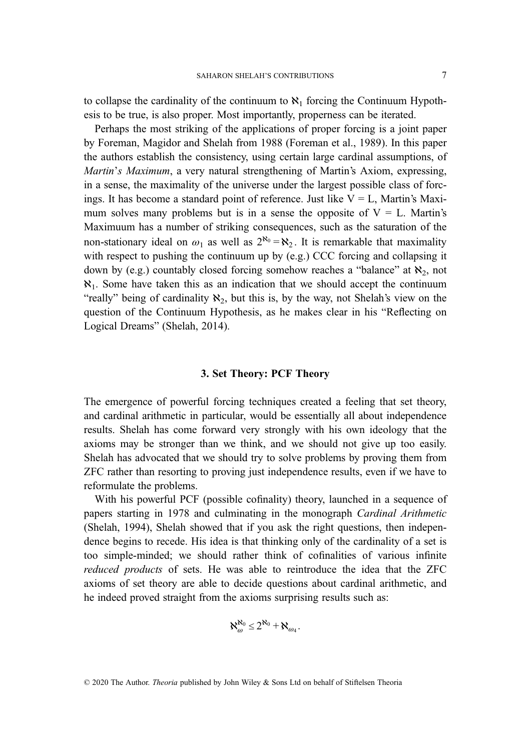to collapse the cardinality of the continuum to $\aleph_1$ forcing the Continuum Hypothesis to be true, is also proper. Most importantly, properness can be iterated.

Perhaps the most striking of the applications of proper forcing is a joint paper by Foreman, Magidor and Shelah from 1988 (Foreman et al., 1989). In this paper the authors establish the consistency, using certain large cardinal assumptions, of *Martin's Maximum*, a very natural strengthening of Martin's Axiom, expressing, in a sense, the maximality of the universe under the largest possible class of forcings. It has become a standard point of reference. Just like V = L, Martin's Maximum solves many problems but is in a sense the opposite of V = L. Martin's Maximuum has a number of striking consequences, such as the saturation of the non-stationary ideal on $\omega_1$ as well as $2^{\aleph_0} = \aleph_2$. It is remarkable that maximality with respect to pushing the continuum up by (e.g.) CCC forcing and collapsing it down by (e.g.) countably closed forcing somehow reaches a "balance" at $\aleph_2$, not $\aleph_1$. Some have taken this as an indication that we should accept the continuum "really" being of cardinality $\aleph_2$, but this is, by the way, not Shelah's view on the question of the Continuum Hypothesis, as he makes clear in his "Reflecting on Logical Dreams" (Shelah, 2014).

## 3. Set Theory: PCF Theory

The emergence of powerful forcing techniques created a feeling that set theory, and cardinal arithmetic in particular, would be essentially all about independence results. Shelah has come forward very strongly with his own ideology that the axioms may be stronger than we think, and we should not give up too easily. Shelah has advocated that we should try to solve problems by proving them from ZFC rather than resorting to proving just independence results, even if we have to reformulate the problems.

With his powerful PCF (possible cofinality) theory, launched in a sequence of papers starting in 1978 and culminating in the monograph *Cardinal Arithmetic* (Shelah, 1994), Shelah showed that if you ask the right questions, then independence begins to recede. His idea is that thinking only of the cardinality of a set is too simple-minded; we should rather think of cofinalities of various infinite *reduced products* of sets. He was able to reintroduce the idea that the ZFC axioms of set theory are able to decide questions about cardinal arithmetic, and he indeed proved straight from the axioms surprising results such as:

$$\aleph_\omega^{\aleph_0} \leq 2^{\aleph_0} + \aleph_{\omega_4}.$$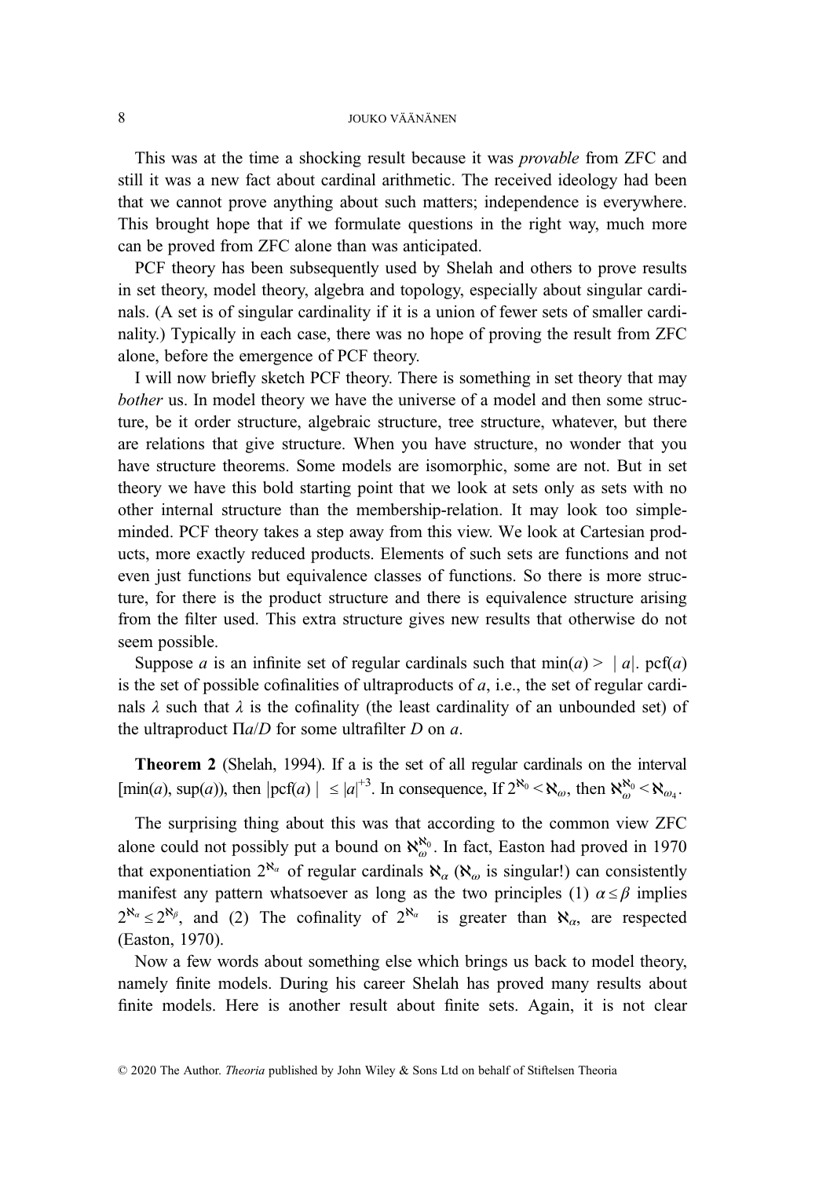This was at the time a shocking result because it was *provable* from ZFC and still it was a new fact about cardinal arithmetic. The received ideology had been that we cannot prove anything about such matters; independence is everywhere. This brought hope that if we formulate questions in the right way, much more can be proved from ZFC alone than was anticipated.

PCF theory has been subsequently used by Shelah and others to prove results in set theory, model theory, algebra and topology, especially about singular cardinals. (A set is of singular cardinality if it is a union of fewer sets of smaller cardinality.) Typically in each case, there was no hope of proving the result from ZFC alone, before the emergence of PCF theory.

I will now briefly sketch PCF theory. There is something in set theory that may *bother* us. In model theory we have the universe of a model and then some structure, be it order structure, algebraic structure, tree structure, whatever, but there are relations that give structure. When you have structure, no wonder that you have structure theorems. Some models are isomorphic, some are not. But in set theory we have this bold starting point that we look at sets only as sets with no other internal structure than the membership-relation. It may look too simple-minded. PCF theory takes a step away from this view. We look at Cartesian products, more exactly reduced products. Elements of such sets are functions and not even just functions but equivalence classes of functions. So there is more structure, for there is the product structure and there is equivalence structure arising from the filter used. This extra structure gives new results that otherwise do not seem possible.

Suppose $a$ is an infinite set of regular cardinals such that $\min(a) > |a|$. $\text{pcf}(a)$ is the set of possible cofinalities of ultraproducts of $a$, i.e., the set of regular cardinals $\lambda$ such that $\lambda$ is the cofinality (the least cardinality of an unbounded set) of the ultraproduct $\Pi a/D$ for some ultrafilter $D$ on $a$.

**Theorem 2** (Shelah, 1994). If a is the set of all regular cardinals on the interval $[\min(a), \sup(a))$, then $|\text{pcf}(a)| \leq |a|^{+3}$. In consequence, If $2^{\aleph_0} < \aleph_\omega$, then $\aleph_\omega^{\aleph_0} < \aleph_{\omega_4}$.

The surprising thing about this was that according to the common view ZFC alone could not possibly put a bound on $\aleph_\omega^{\aleph_0}$. In fact, Easton had proved in 1970 that exponentiation $2^{\aleph_\alpha}$ of regular cardinals $\aleph_\alpha$ ($\aleph_\omega$ is singular!) can consistently manifest any pattern whatsoever as long as the two principles (1) $\alpha \leq \beta$ implies $2^{\aleph_\alpha} \leq 2^{\aleph_\beta}$, and (2) The cofinality of $2^{\aleph_\alpha}$ is greater than $\aleph_\alpha$, are respected (Easton, 1970).

Now a few words about something else which brings us back to model theory, namely finite models. During his career Shelah has proved many results about finite models. Here is another result about finite sets. Again, it is not clear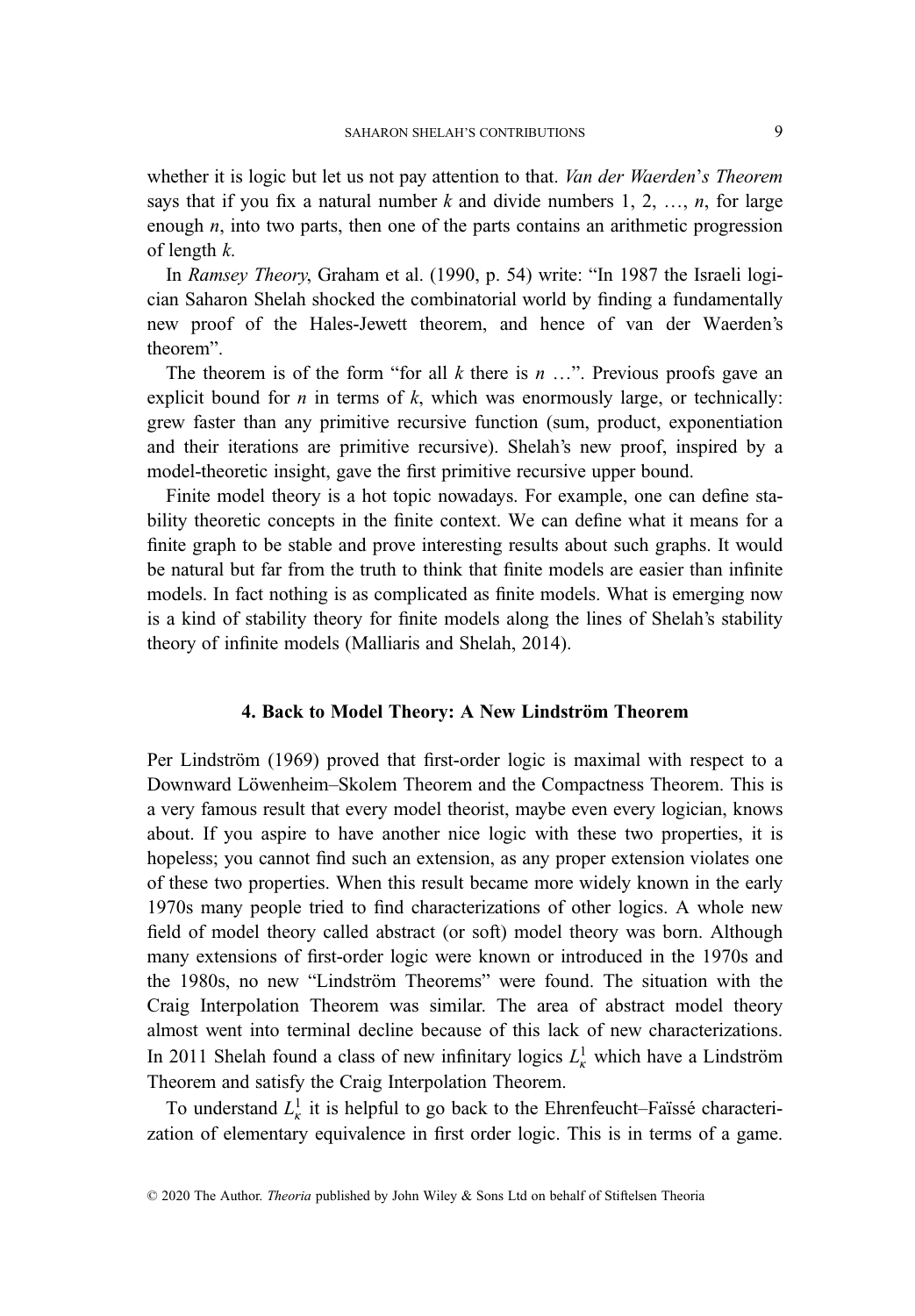whether it is logic but let us not pay attention to that. *Van der Waerden's Theorem* says that if you fix a natural number $k$ and divide numbers 1, 2, …, $n$, for large enough $n$, into two parts, then one of the parts contains an arithmetic progression of length $k$.

In *Ramsey Theory*, Graham et al. (1990, p. 54) write: "In 1987 the Israeli logician Saharon Shelah shocked the combinatorial world by finding a fundamentally new proof of the Hales-Jewett theorem, and hence of van der Waerden's theorem".

The theorem is of the form "for all $k$ there is $n$ …". Previous proofs gave an explicit bound for $n$ in terms of $k$, which was enormously large, or technically: grew faster than any primitive recursive function (sum, product, exponentiation and their iterations are primitive recursive). Shelah's new proof, inspired by a model-theoretic insight, gave the first primitive recursive upper bound.

Finite model theory is a hot topic nowadays. For example, one can define stability theoretic concepts in the finite context. We can define what it means for a finite graph to be stable and prove interesting results about such graphs. It would be natural but far from the truth to think that finite models are easier than infinite models. In fact nothing is as complicated as finite models. What is emerging now is a kind of stability theory for finite models along the lines of Shelah's stability theory of infinite models (Malliaris and Shelah, 2014).

## 4. Back to Model Theory: A New Lindström Theorem

Per Lindström (1969) proved that first-order logic is maximal with respect to a Downward Löwenheim–Skolem Theorem and the Compactness Theorem. This is a very famous result that every model theorist, maybe even every logician, knows about. If you aspire to have another nice logic with these two properties, it is hopeless; you cannot find such an extension, as any proper extension violates one of these two properties. When this result became more widely known in the early 1970s many people tried to find characterizations of other logics. A whole new field of model theory called abstract (or soft) model theory was born. Although many extensions of first-order logic were known or introduced in the 1970s and the 1980s, no new "Lindström Theorems" were found. The situation with the Craig Interpolation Theorem was similar. The area of abstract model theory almost went into terminal decline because of this lack of new characterizations. In 2011 Shelah found a class of new infinitary logics $L^1_\kappa$ which have a Lindström Theorem and satisfy the Craig Interpolation Theorem.

To understand $L^1_\kappa$ it is helpful to go back to the Ehrenfeucht–Faïssé characterization of elementary equivalence in first order logic. This is in terms of a game.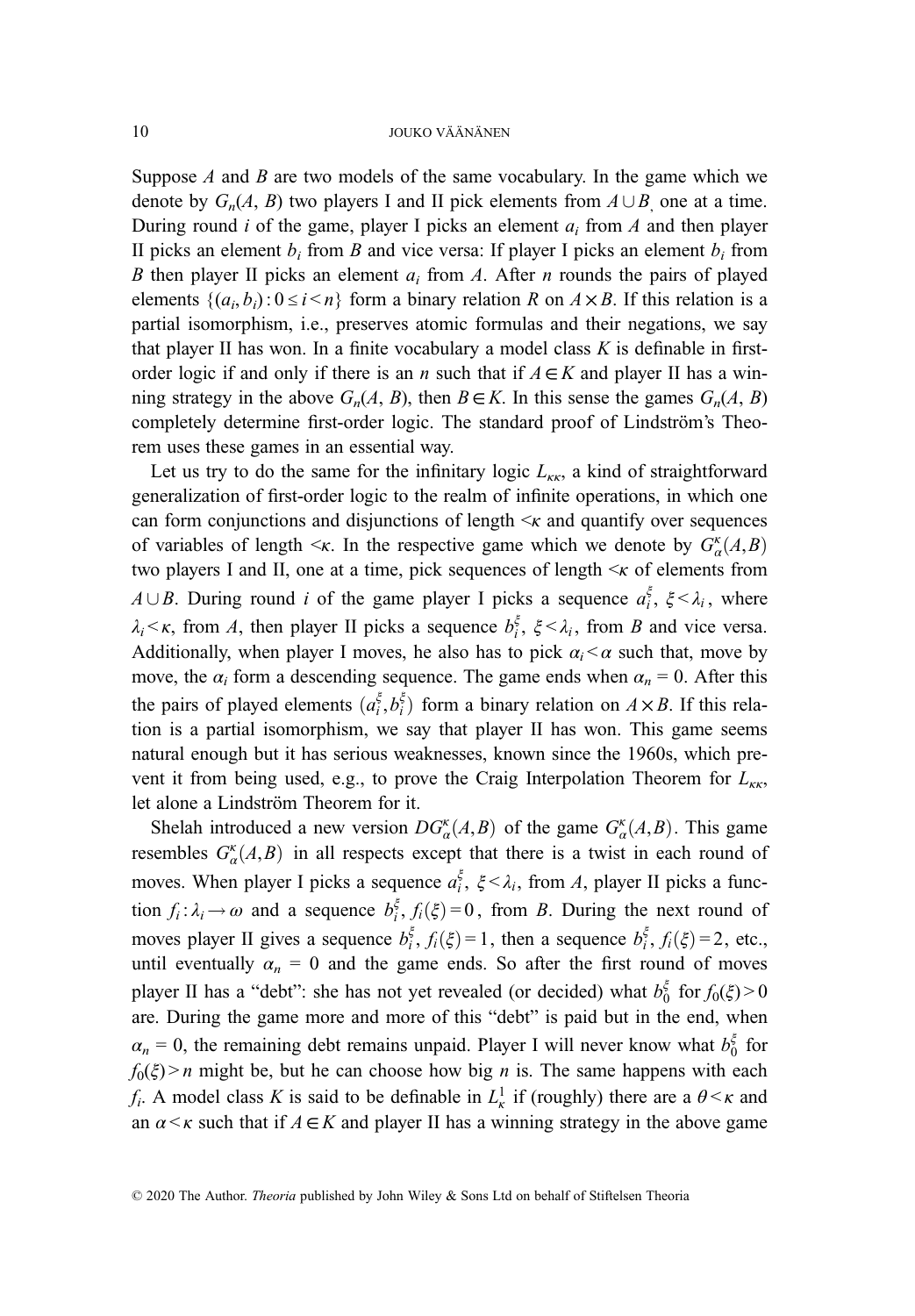Suppose $A$ and $B$ are two models of the same vocabulary. In the game which we denote by $G_n(A, B)$ two players I and II pick elements from $A \cup B$, one at a time. During round $i$ of the game, player I picks an element $a_i$ from $A$ and then player II picks an element $b_i$ from $B$ and vice versa: If player I picks an element $b_i$ from $B$ then player II picks an element $a_i$ from $A$. After $n$ rounds the pairs of played elements $\{(a_i, b_i) : 0 \leq i < n\}$ form a binary relation $R$ on $A \times B$. If this relation is a partial isomorphism, i.e., preserves atomic formulas and their negations, we say that player II has won. In a finite vocabulary a model class $K$ is definable in first-order logic if and only if there is an $n$ such that if $A \in K$ and player II has a winning strategy in the above $G_n(A, B)$, then $B \in K$. In this sense the games $G_n(A, B)$ completely determine first-order logic. The standard proof of Lindström's Theorem uses these games in an essential way.

Let us try to do the same for the infinitary logic $L_{\kappa\kappa}$, a kind of straightforward generalization of first-order logic to the realm of infinite operations, in which one can form conjunctions and disjunctions of length $<\kappa$ and quantify over sequences of variables of length $<\kappa$. In the respective game which we denote by $G^{\kappa}_{\alpha}(A,B)$ two players I and II, one at a time, pick sequences of length $<\kappa$ of elements from $A \cup B$. During round $i$ of the game player I picks a sequence $a^{\xi}_i$, $\xi < \lambda_i$, where $\lambda_i < \kappa$, from $A$, then player II picks a sequence $b^{\xi}_i$, $\xi < \lambda_i$, from $B$ and vice versa. Additionally, when player I moves, he also has to pick $\alpha_i < \alpha$ such that, move by move, the $\alpha_i$ form a descending sequence. The game ends when $\alpha_n = 0$. After this the pairs of played elements $(a^{\xi}_i, b^{\xi}_i)$ form a binary relation on $A \times B$. If this relation is a partial isomorphism, we say that player II has won. This game seems natural enough but it has serious weaknesses, known since the 1960s, which prevent it from being used, e.g., to prove the Craig Interpolation Theorem for $L_{\kappa\kappa}$, let alone a Lindström Theorem for it.

Shelah introduced a new version $DG^{\kappa}_{\alpha}(A,B)$ of the game $G^{\kappa}_{\alpha}(A,B)$. This game resembles $G^{\kappa}_{\alpha}(A,B)$ in all respects except that there is a twist in each round of moves. When player I picks a sequence $a^{\xi}_i$, $\xi < \lambda_i$, from $A$, player II picks a function $f_i : \lambda_i \to \omega$ and a sequence $b^{\xi}_i$, $f_i(\xi) = 0$, from $B$. During the next round of moves player II gives a sequence $b^{\xi}_i$, $f_i(\xi) = 1$, then a sequence $b^{\xi}_i$, $f_i(\xi) = 2$, etc., until eventually $\alpha_n = 0$ and the game ends. So after the first round of moves player II has a "debt": she has not yet revealed (or decided) what $b^{\xi}_0$ for $f_0(\xi) > 0$ are. During the game more and more of this "debt" is paid but in the end, when $\alpha_n = 0$, the remaining debt remains unpaid. Player I will never know what $b^{\xi}_0$ for $f_0(\xi) > n$ might be, but he can choose how big $n$ is. The same happens with each $f_i$. A model class $K$ is said to be definable in $L^1_{\kappa}$ if (roughly) there are a $\theta < \kappa$ and an $\alpha < \kappa$ such that if $A \in K$ and player II has a winning strategy in the above game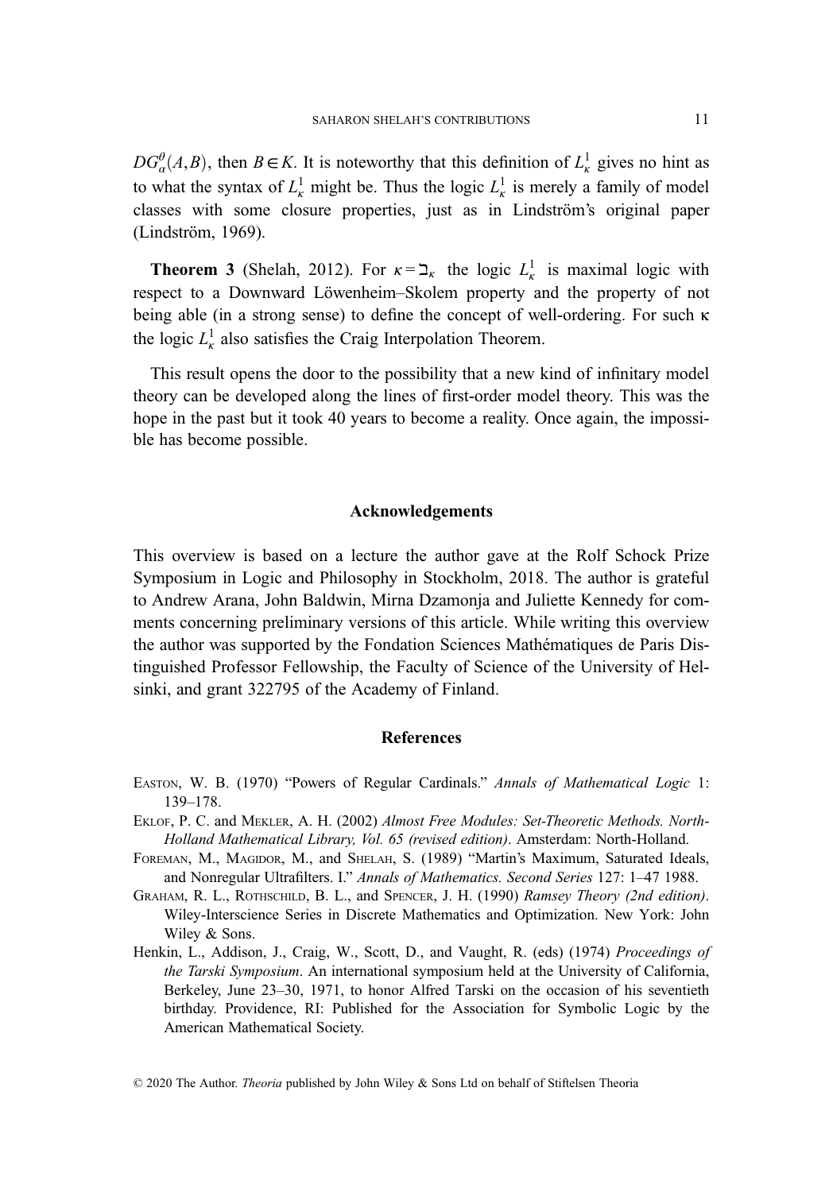$DG_\alpha^\theta(A,B)$, then $B \in K$. It is noteworthy that this definition of $L_\kappa^1$ gives no hint as to what the syntax of $L_\kappa^1$ might be. Thus the logic $L_\kappa^1$ is merely a family of model classes with some closure properties, just as in Lindström's original paper (Lindström, 1969).

**Theorem 3** (Shelah, 2012). For $\kappa = \beth_\kappa$ the logic $L_\kappa^1$ is maximal logic with respect to a Downward Löwenheim–Skolem property and the property of not being able (in a strong sense) to define the concept of well-ordering. For such $\kappa$ the logic $L_\kappa^1$ also satisfies the Craig Interpolation Theorem.

This result opens the door to the possibility that a new kind of infinitary model theory can be developed along the lines of first-order model theory. This was the hope in the past but it took 40 years to become a reality. Once again, the impossible has become possible.

## Acknowledgements

This overview is based on a lecture the author gave at the Rolf Schock Prize Symposium in Logic and Philosophy in Stockholm, 2018. The author is grateful to Andrew Arana, John Baldwin, Mirna Dzamonja and Juliette Kennedy for comments concerning preliminary versions of this article. While writing this overview the author was supported by the Fondation Sciences Mathématiques de Paris Distinguished Professor Fellowship, the Faculty of Science of the University of Helsinki, and grant 322795 of the Academy of Finland.

## References

Easton, W. B. (1970) "Powers of Regular Cardinals." *Annals of Mathematical Logic* 1: 139–178.

Eklof, P. C. and Mekler, A. H. (2002) *Almost Free Modules: Set-Theoretic Methods. North-Holland Mathematical Library, Vol. 65 (revised edition)*. Amsterdam: North-Holland.

Foreman, M., Magidor, M., and Shelah, S. (1989) "Martin's Maximum, Saturated Ideals, and Nonregular Ultrafilters. I." *Annals of Mathematics. Second Series* 127: 1–47 1988.

Graham, R. L., Rothschild, B. L., and Spencer, J. H. (1990) *Ramsey Theory (2nd edition)*. Wiley-Interscience Series in Discrete Mathematics and Optimization. New York: John Wiley & Sons.

Henkin, L., Addison, J., Craig, W., Scott, D., and Vaught, R. (eds) (1974) *Proceedings of the Tarski Symposium*. An international symposium held at the University of California, Berkeley, June 23–30, 1971, to honor Alfred Tarski on the occasion of his seventieth birthday. Providence, RI: Published for the Association for Symbolic Logic by the American Mathematical Society.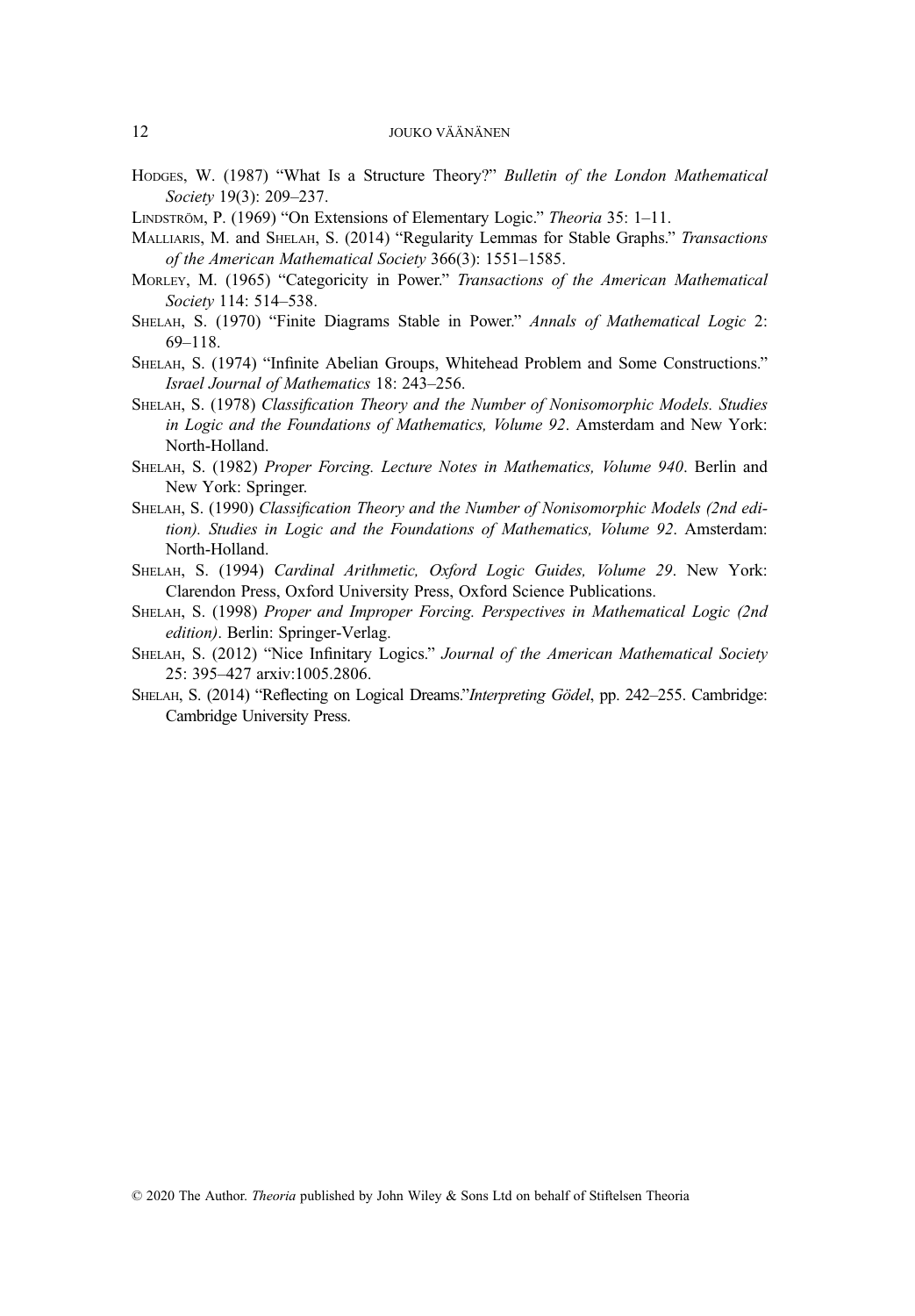Hodges, W. (1987) "What Is a Structure Theory?" *Bulletin of the London Mathematical Society* 19(3): 209–237.

Lindström, P. (1969) "On Extensions of Elementary Logic." *Theoria* 35: 1–11.

Malliaris, M. and Shelah, S. (2014) "Regularity Lemmas for Stable Graphs." *Transactions of the American Mathematical Society* 366(3): 1551–1585.

Morley, M. (1965) "Categoricity in Power." *Transactions of the American Mathematical Society* 114: 514–538.

Shelah, S. (1970) "Finite Diagrams Stable in Power." *Annals of Mathematical Logic* 2: 69–118.

Shelah, S. (1974) "Infinite Abelian Groups, Whitehead Problem and Some Constructions." *Israel Journal of Mathematics* 18: 243–256.

Shelah, S. (1978) *Classification Theory and the Number of Nonisomorphic Models. Studies in Logic and the Foundations of Mathematics, Volume 92*. Amsterdam and New York: North-Holland.

Shelah, S. (1982) *Proper Forcing. Lecture Notes in Mathematics, Volume 940*. Berlin and New York: Springer.

Shelah, S. (1990) *Classification Theory and the Number of Nonisomorphic Models (2nd edition). Studies in Logic and the Foundations of Mathematics, Volume 92*. Amsterdam: North-Holland.

Shelah, S. (1994) *Cardinal Arithmetic, Oxford Logic Guides, Volume 29*. New York: Clarendon Press, Oxford University Press, Oxford Science Publications.

Shelah, S. (1998) *Proper and Improper Forcing. Perspectives in Mathematical Logic (2nd edition)*. Berlin: Springer-Verlag.

Shelah, S. (2012) "Nice Infinitary Logics." *Journal of the American Mathematical Society* 25: 395–427 arxiv:1005.2806.

Shelah, S. (2014) "Reflecting on Logical Dreams."*Interpreting Gödel*, pp. 242–255. Cambridge: Cambridge University Press.